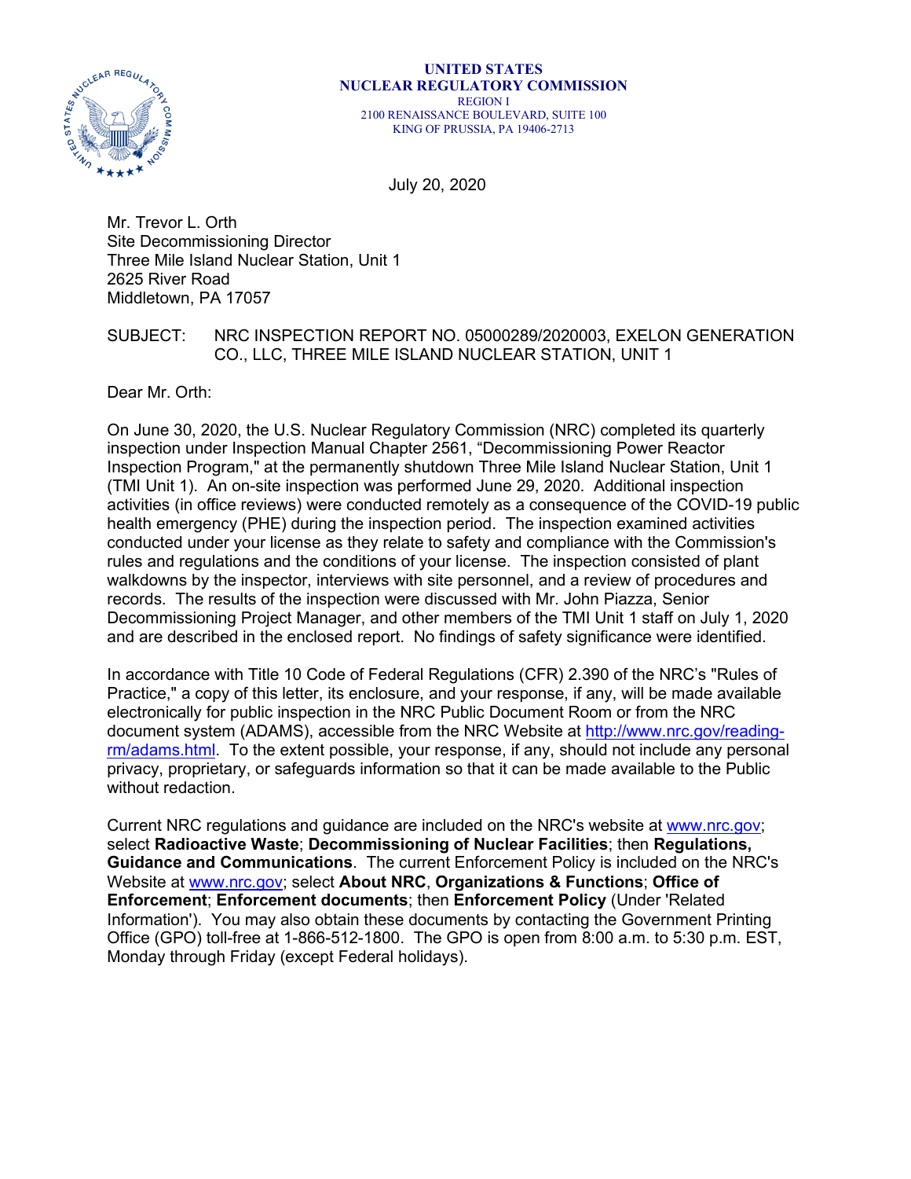**UNITED STATES**
**NUCLEAR REGULATORY COMMISSION**
REGION I
2100 RENAISSANCE BOULEVARD, SUITE 100
KING OF PRUSSIA, PA 19406-2713

July 20, 2020

Mr. Trevor L. Orth
Site Decommissioning Director
Three Mile Island Nuclear Station, Unit 1
2625 River Road
Middletown, PA 17057

SUBJECT: NRC INSPECTION REPORT NO. 05000289/2020003, EXELON GENERATION CO., LLC, THREE MILE ISLAND NUCLEAR STATION, UNIT 1

Dear Mr. Orth:

On June 30, 2020, the U.S. Nuclear Regulatory Commission (NRC) completed its quarterly inspection under Inspection Manual Chapter 2561, "Decommissioning Power Reactor Inspection Program," at the permanently shutdown Three Mile Island Nuclear Station, Unit 1 (TMI Unit 1). An on-site inspection was performed June 29, 2020. Additional inspection activities (in office reviews) were conducted remotely as a consequence of the COVID-19 public health emergency (PHE) during the inspection period. The inspection examined activities conducted under your license as they relate to safety and compliance with the Commission's rules and regulations and the conditions of your license. The inspection consisted of plant walkdowns by the inspector, interviews with site personnel, and a review of procedures and records. The results of the inspection were discussed with Mr. John Piazza, Senior Decommissioning Project Manager, and other members of the TMI Unit 1 staff on July 1, 2020 and are described in the enclosed report. No findings of safety significance were identified.

In accordance with Title 10 Code of Federal Regulations (CFR) 2.390 of the NRC's "Rules of Practice," a copy of this letter, its enclosure, and your response, if any, will be made available electronically for public inspection in the NRC Public Document Room or from the NRC document system (ADAMS), accessible from the NRC Website at http://www.nrc.gov/reading-rm/adams.html. To the extent possible, your response, if any, should not include any personal privacy, proprietary, or safeguards information so that it can be made available to the Public without redaction.

Current NRC regulations and guidance are included on the NRC's website at www.nrc.gov; select **Radioactive Waste**; **Decommissioning of Nuclear Facilities**; then **Regulations, Guidance and Communications**. The current Enforcement Policy is included on the NRC's Website at www.nrc.gov; select **About NRC**, **Organizations & Functions**; **Office of Enforcement**; **Enforcement documents**; then **Enforcement Policy** (Under 'Related Information'). You may also obtain these documents by contacting the Government Printing Office (GPO) toll-free at 1-866-512-1800. The GPO is open from 8:00 a.m. to 5:30 p.m. EST, Monday through Friday (except Federal holidays).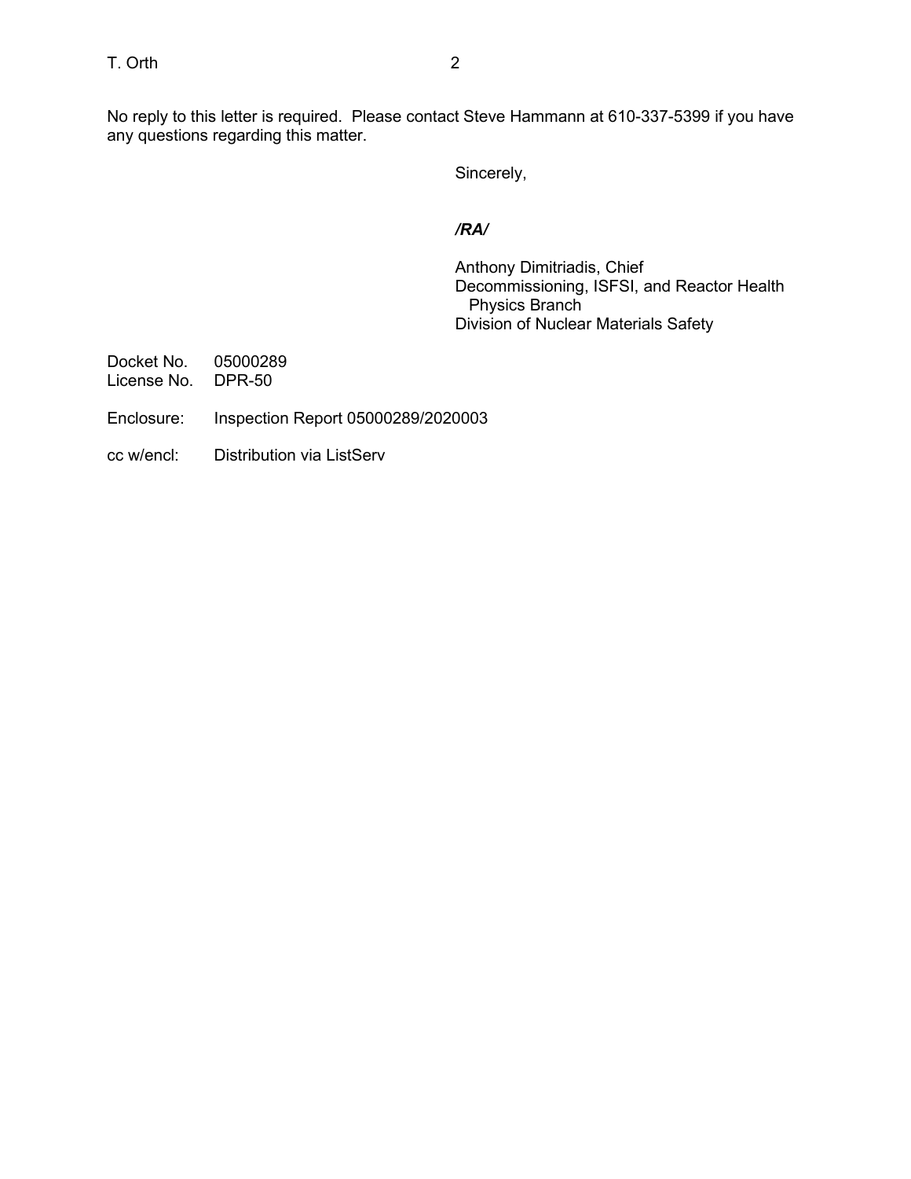No reply to this letter is required. Please contact Steve Hammann at 610-337-5399 if you have any questions regarding this matter.

Sincerely,

***/RA/***

Anthony Dimitriadis, Chief
Decommissioning, ISFSI, and Reactor Health Physics Branch
Division of Nuclear Materials Safety

Docket No. 05000289
License No. DPR-50

Enclosure: Inspection Report 05000289/2020003

cc w/encl: Distribution via ListServ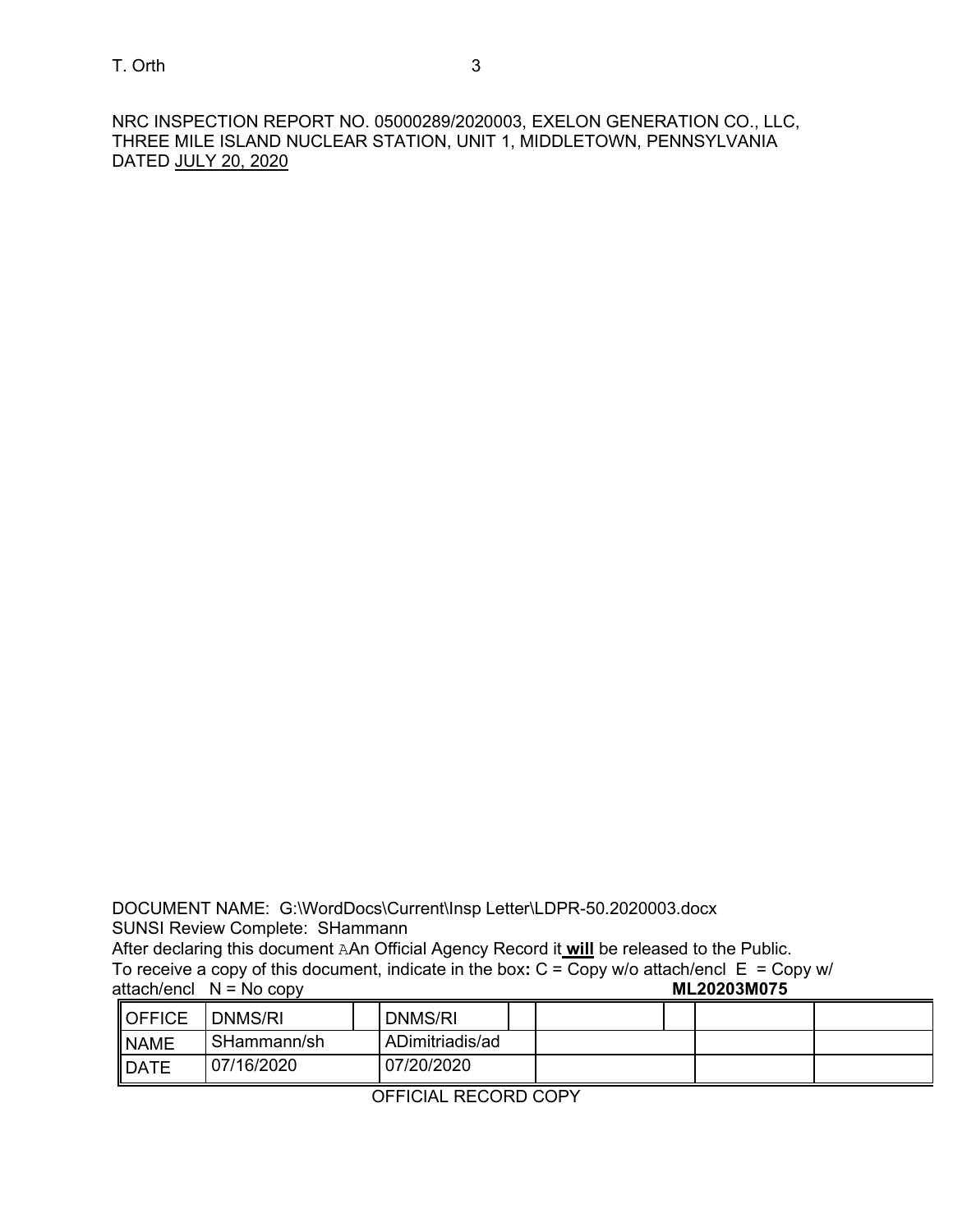NRC INSPECTION REPORT NO. 05000289/2020003, EXELON GENERATION CO., LLC, THREE MILE ISLAND NUCLEAR STATION, UNIT 1, MIDDLETOWN, PENNSYLVANIA DATED JULY 20, 2020

DOCUMENT NAME: G:\WordDocs\Current\Insp Letter\LDPR-50.2020003.docx
SUNSI Review Complete: SHammann
After declaring this document AAn Official Agency Record it **will** be released to the Public.
To receive a copy of this document, indicate in the box**:** C = Copy w/o attach/encl E = Copy w/ attach/encl N = No copy **ML20203M075**

| OFFICE | DNMS/RI | | DNMS/RI | | | | | |
|---|---|---|---|---|---|---|---|---|
| NAME | SHammann/sh | | ADimitriadis/ad | | | | | |
| DATE | 07/16/2020 | | 07/20/2020 | | | | | |

OFFICIAL RECORD COPY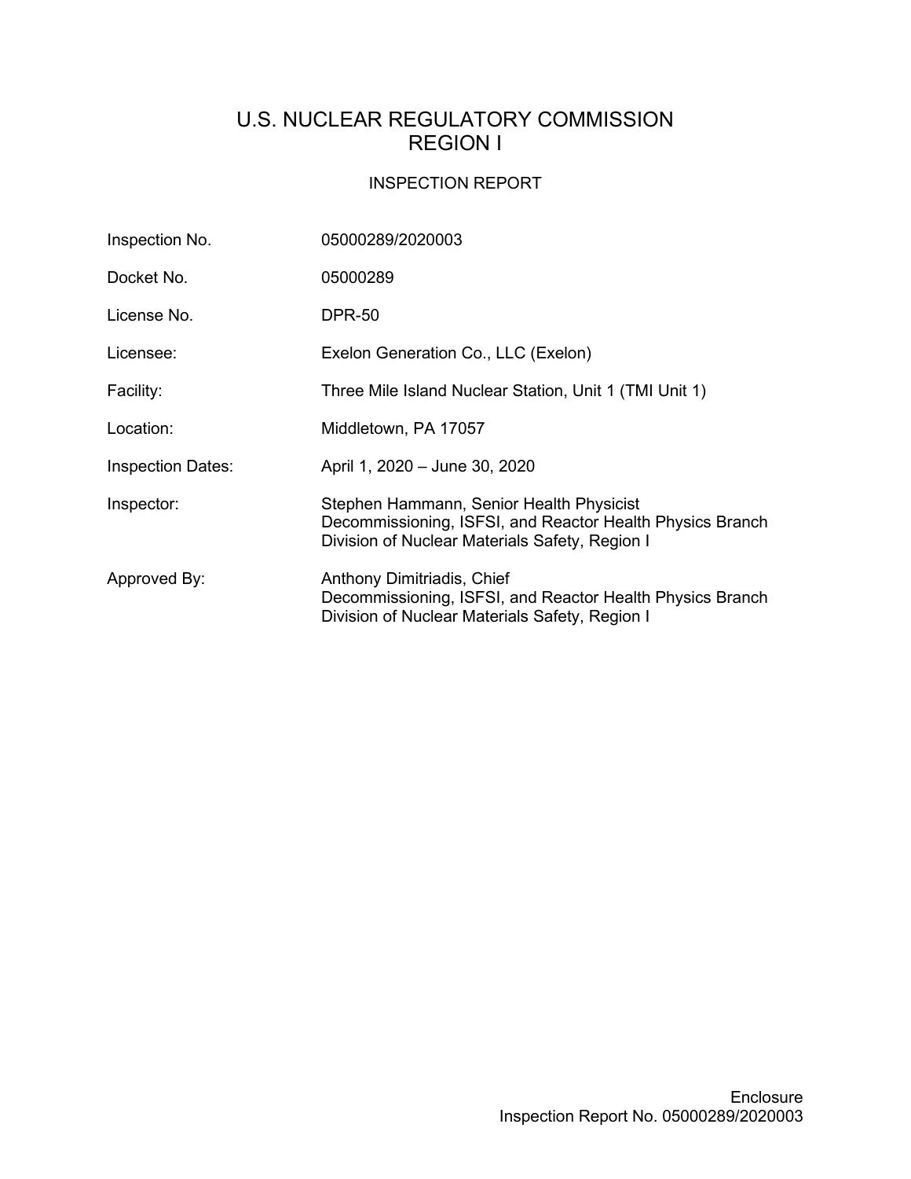# U.S. NUCLEAR REGULATORY COMMISSION
# REGION I

## INSPECTION REPORT

| | |
|---|---|
| Inspection No. | 05000289/2020003 |
| Docket No. | 05000289 |
| License No. | DPR-50 |
| Licensee: | Exelon Generation Co., LLC (Exelon) |
| Facility: | Three Mile Island Nuclear Station, Unit 1 (TMI Unit 1) |
| Location: | Middletown, PA 17057 |
| Inspection Dates: | April 1, 2020 – June 30, 2020 |
| Inspector: | Stephen Hammann, Senior Health Physicist<br>Decommissioning, ISFSI, and Reactor Health Physics Branch<br>Division of Nuclear Materials Safety, Region I |
| Approved By: | Anthony Dimitriadis, Chief<br>Decommissioning, ISFSI, and Reactor Health Physics Branch<br>Division of Nuclear Materials Safety, Region I |

Enclosure
Inspection Report No. 05000289/2020003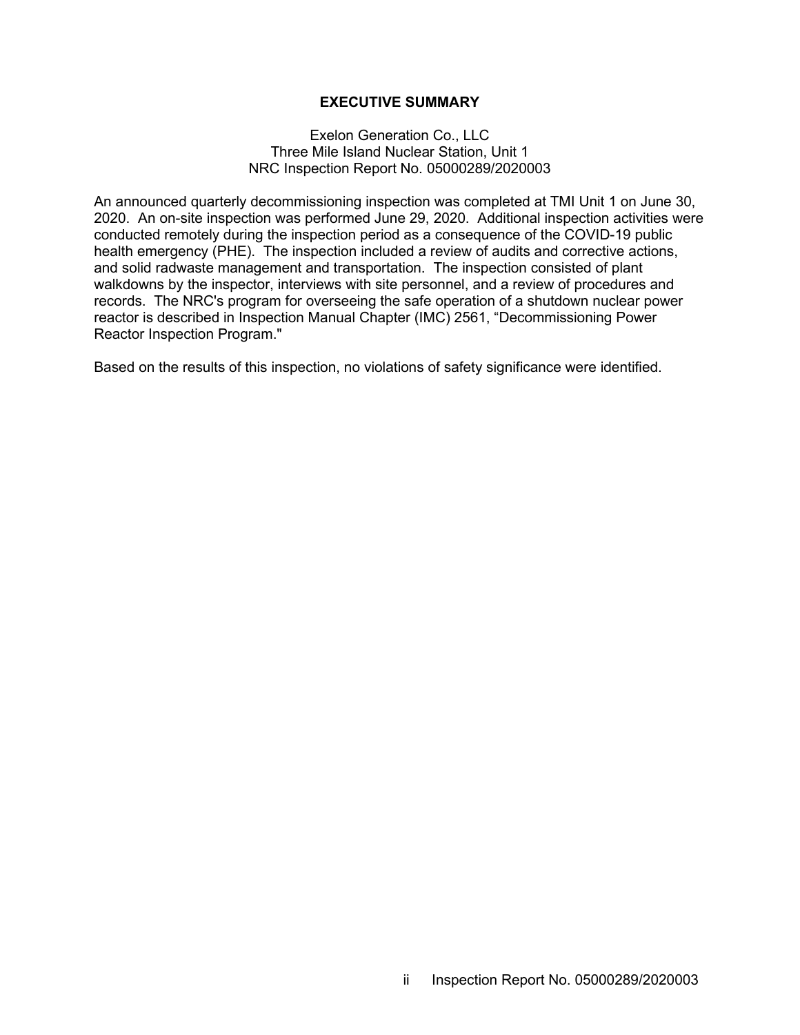## EXECUTIVE SUMMARY

Exelon Generation Co., LLC
Three Mile Island Nuclear Station, Unit 1
NRC Inspection Report No. 05000289/2020003

An announced quarterly decommissioning inspection was completed at TMI Unit 1 on June 30, 2020. An on-site inspection was performed June 29, 2020. Additional inspection activities were conducted remotely during the inspection period as a consequence of the COVID-19 public health emergency (PHE). The inspection included a review of audits and corrective actions, and solid radwaste management and transportation. The inspection consisted of plant walkdowns by the inspector, interviews with site personnel, and a review of procedures and records. The NRC's program for overseeing the safe operation of a shutdown nuclear power reactor is described in Inspection Manual Chapter (IMC) 2561, "Decommissioning Power Reactor Inspection Program."

Based on the results of this inspection, no violations of safety significance were identified.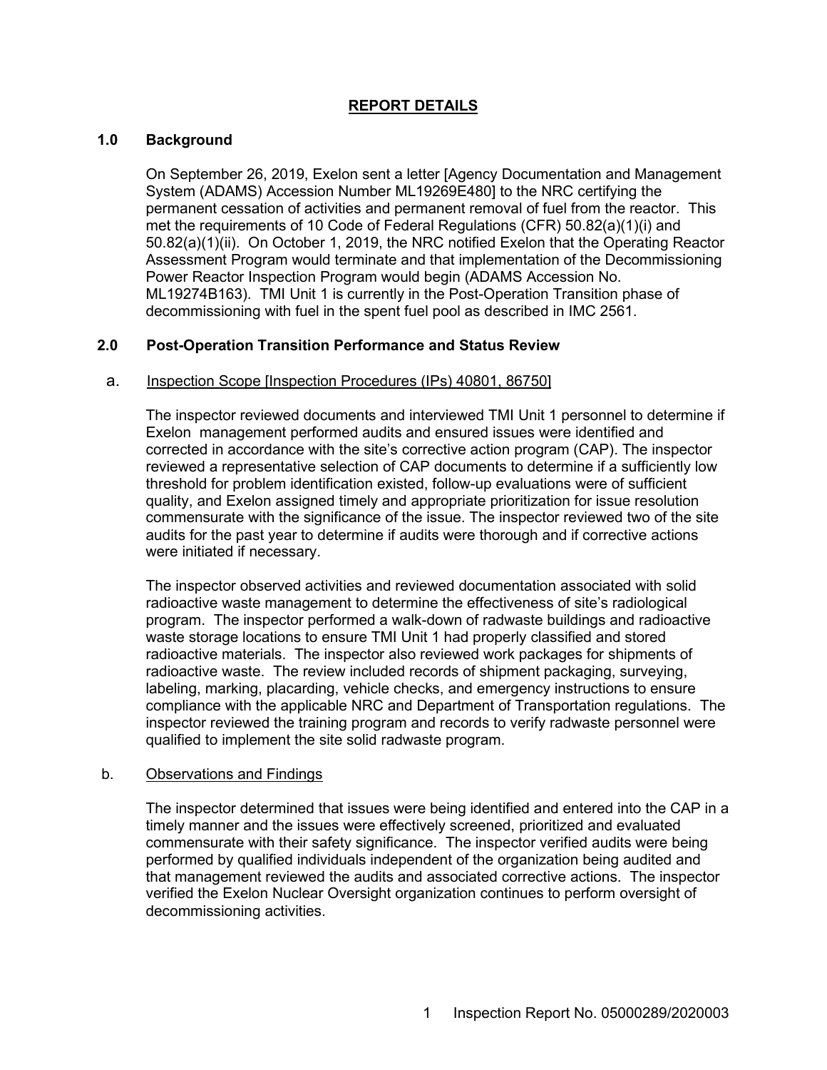## REPORT DETAILS

### 1.0 Background

On September 26, 2019, Exelon sent a letter [Agency Documentation and Management System (ADAMS) Accession Number ML19269E480] to the NRC certifying the permanent cessation of activities and permanent removal of fuel from the reactor. This met the requirements of 10 Code of Federal Regulations (CFR) 50.82(a)(1)(i) and 50.82(a)(1)(ii). On October 1, 2019, the NRC notified Exelon that the Operating Reactor Assessment Program would terminate and that implementation of the Decommissioning Power Reactor Inspection Program would begin (ADAMS Accession No. ML19274B163). TMI Unit 1 is currently in the Post-Operation Transition phase of decommissioning with fuel in the spent fuel pool as described in IMC 2561.

### 2.0 Post-Operation Transition Performance and Status Review

a. Inspection Scope [Inspection Procedures (IPs) 40801, 86750]

The inspector reviewed documents and interviewed TMI Unit 1 personnel to determine if Exelon management performed audits and ensured issues were identified and corrected in accordance with the site's corrective action program (CAP). The inspector reviewed a representative selection of CAP documents to determine if a sufficiently low threshold for problem identification existed, follow-up evaluations were of sufficient quality, and Exelon assigned timely and appropriate prioritization for issue resolution commensurate with the significance of the issue. The inspector reviewed two of the site audits for the past year to determine if audits were thorough and if corrective actions were initiated if necessary.

The inspector observed activities and reviewed documentation associated with solid radioactive waste management to determine the effectiveness of site's radiological program. The inspector performed a walk-down of radwaste buildings and radioactive waste storage locations to ensure TMI Unit 1 had properly classified and stored radioactive materials. The inspector also reviewed work packages for shipments of radioactive waste. The review included records of shipment packaging, surveying, labeling, marking, placarding, vehicle checks, and emergency instructions to ensure compliance with the applicable NRC and Department of Transportation regulations. The inspector reviewed the training program and records to verify radwaste personnel were qualified to implement the site solid radwaste program.

b. Observations and Findings

The inspector determined that issues were being identified and entered into the CAP in a timely manner and the issues were effectively screened, prioritized and evaluated commensurate with their safety significance. The inspector verified audits were being performed by qualified individuals independent of the organization being audited and that management reviewed the audits and associated corrective actions. The inspector verified the Exelon Nuclear Oversight organization continues to perform oversight of decommissioning activities.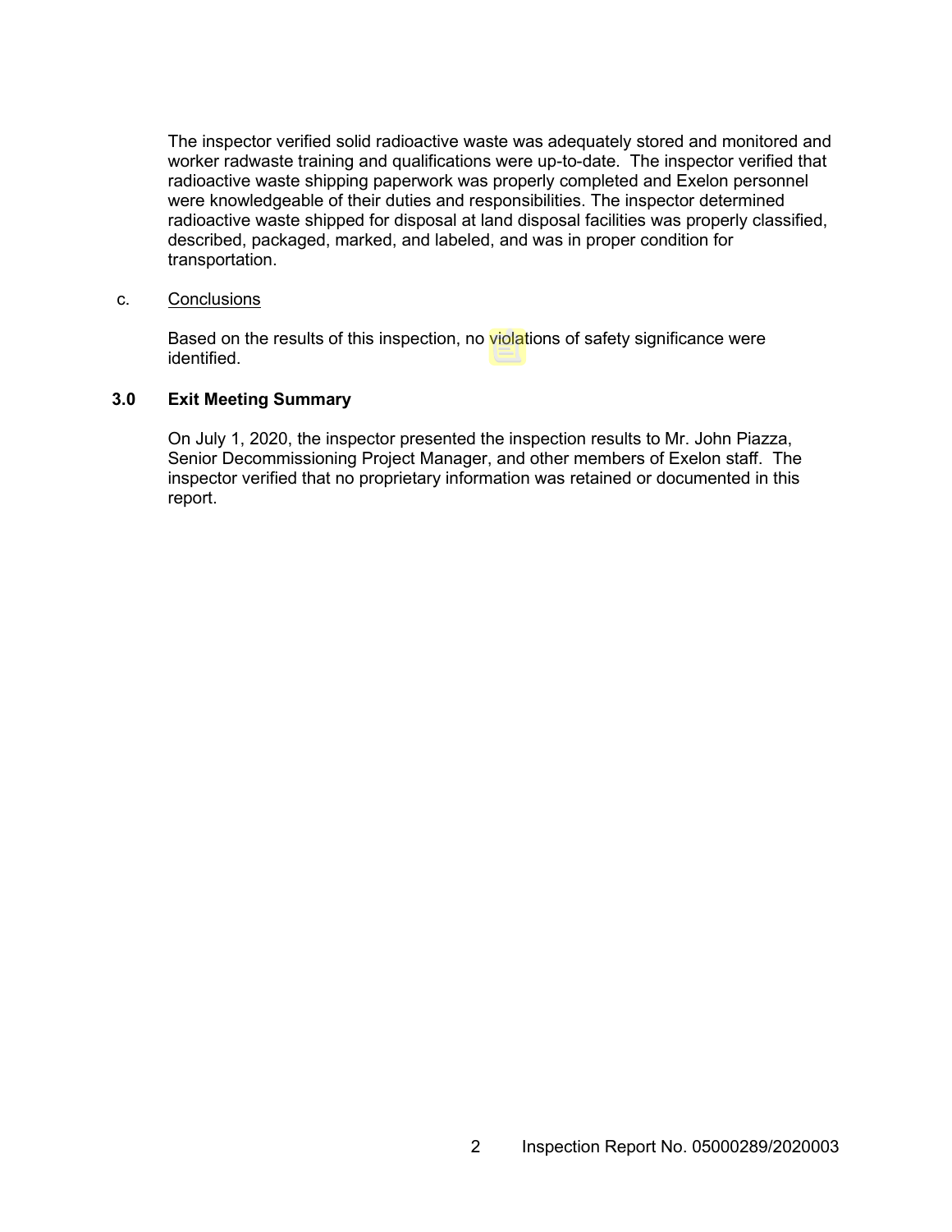The inspector verified solid radioactive waste was adequately stored and monitored and worker radwaste training and qualifications were up-to-date. The inspector verified that radioactive waste shipping paperwork was properly completed and Exelon personnel were knowledgeable of their duties and responsibilities. The inspector determined radioactive waste shipped for disposal at land disposal facilities was properly classified, described, packaged, marked, and labeled, and was in proper condition for transportation.

c. Conclusions

Based on the results of this inspection, no violations of safety significance were identified.

## 3.0 Exit Meeting Summary

On July 1, 2020, the inspector presented the inspection results to Mr. John Piazza, Senior Decommissioning Project Manager, and other members of Exelon staff. The inspector verified that no proprietary information was retained or documented in this report.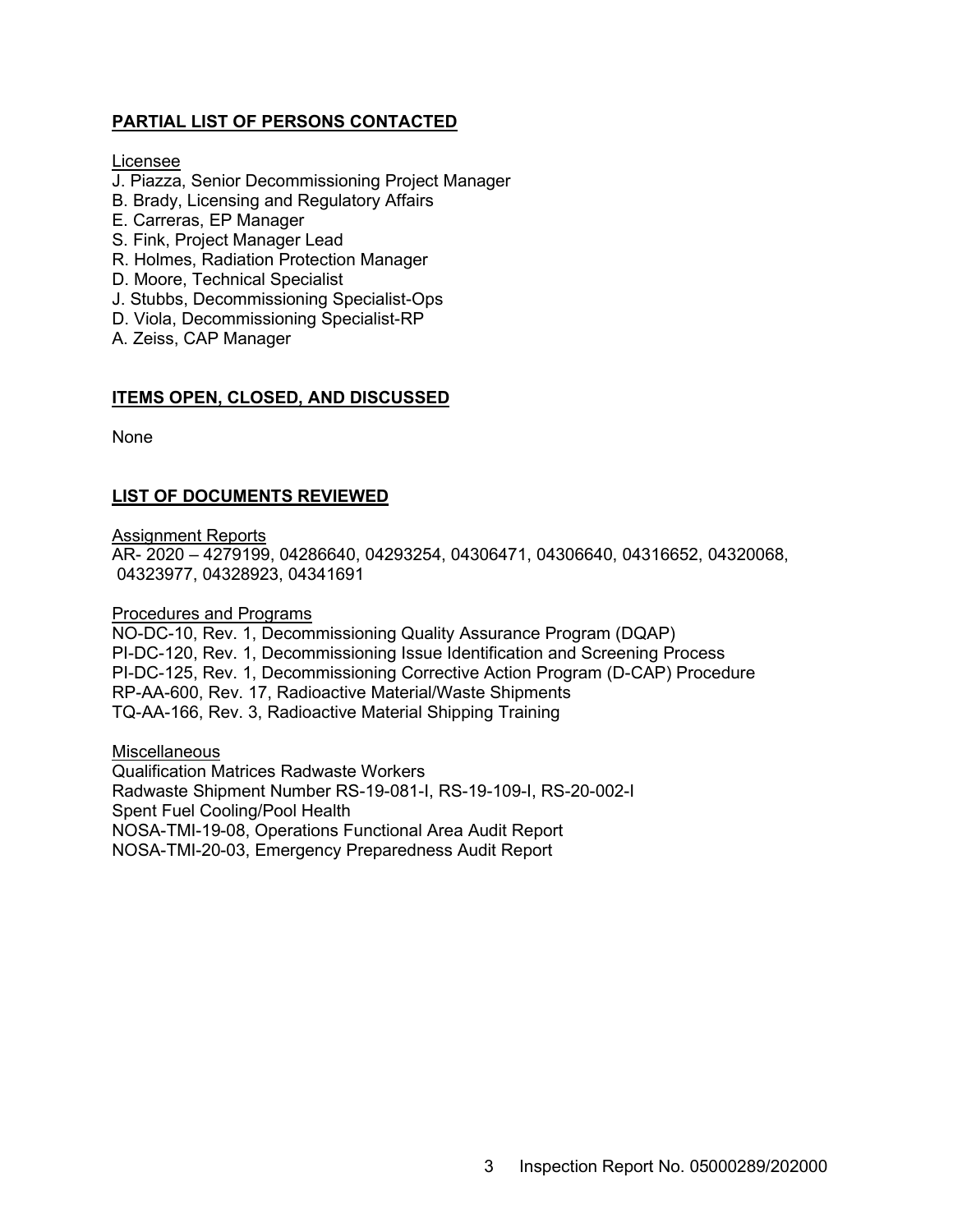## PARTIAL LIST OF PERSONS CONTACTED

Licensee

J. Piazza, Senior Decommissioning Project Manager
B. Brady, Licensing and Regulatory Affairs
E. Carreras, EP Manager
S. Fink, Project Manager Lead
R. Holmes, Radiation Protection Manager
D. Moore, Technical Specialist
J. Stubbs, Decommissioning Specialist-Ops
D. Viola, Decommissioning Specialist-RP
A. Zeiss, CAP Manager

## ITEMS OPEN, CLOSED, AND DISCUSSED

None

## LIST OF DOCUMENTS REVIEWED

Assignment Reports

AR- 2020 – 4279199, 04286640, 04293254, 04306471, 04306640, 04316652, 04320068, 04323977, 04328923, 04341691

Procedures and Programs

NO-DC-10, Rev. 1, Decommissioning Quality Assurance Program (DQAP)
PI-DC-120, Rev. 1, Decommissioning Issue Identification and Screening Process
PI-DC-125, Rev. 1, Decommissioning Corrective Action Program (D-CAP) Procedure
RP-AA-600, Rev. 17, Radioactive Material/Waste Shipments
TQ-AA-166, Rev. 3, Radioactive Material Shipping Training

Miscellaneous

Qualification Matrices Radwaste Workers
Radwaste Shipment Number RS-19-081-I, RS-19-109-I, RS-20-002-I
Spent Fuel Cooling/Pool Health
NOSA-TMI-19-08, Operations Functional Area Audit Report
NOSA-TMI-20-03, Emergency Preparedness Audit Report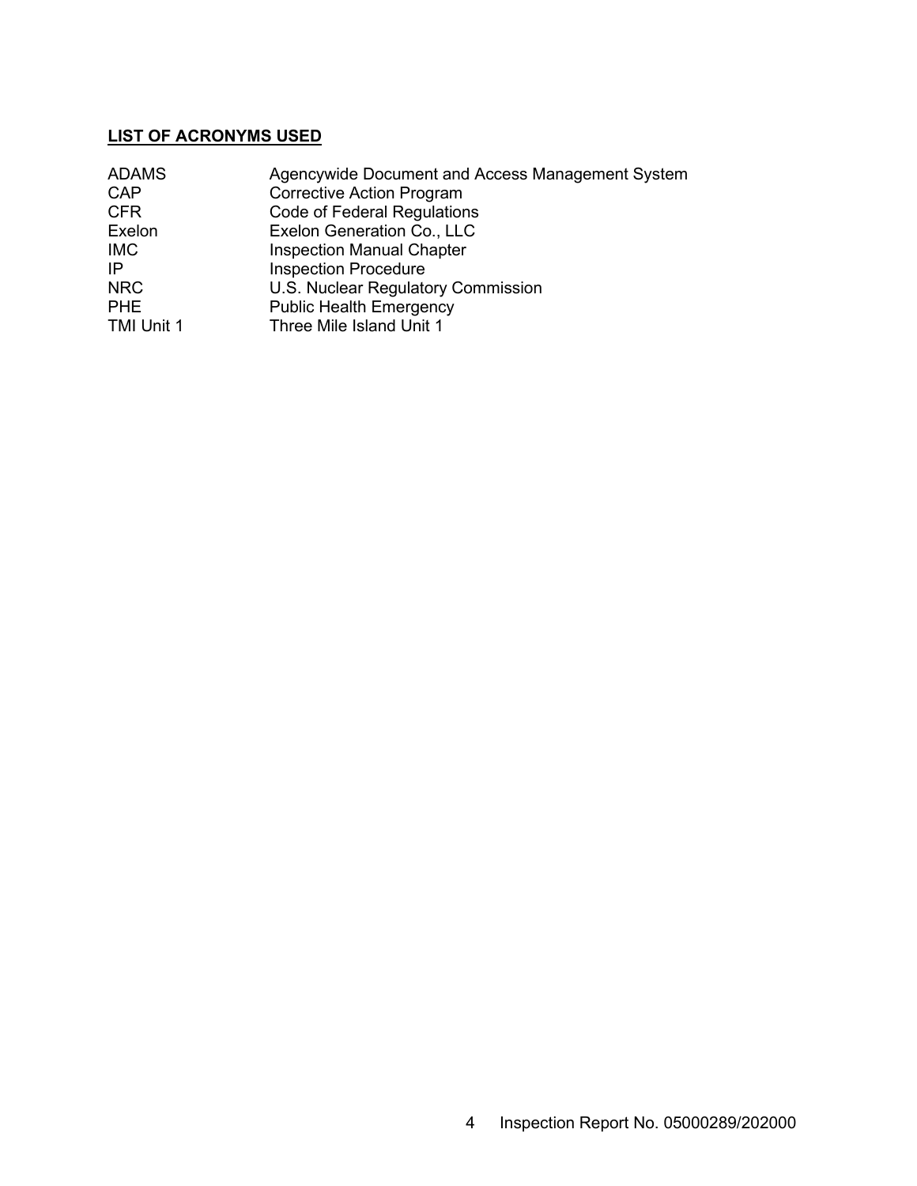## LIST OF ACRONYMS USED

| | |
|---|---|
| ADAMS | Agencywide Document and Access Management System |
| CAP | Corrective Action Program |
| CFR | Code of Federal Regulations |
| Exelon | Exelon Generation Co., LLC |
| IMC | Inspection Manual Chapter |
| IP | Inspection Procedure |
| NRC | U.S. Nuclear Regulatory Commission |
| PHE | Public Health Emergency |
| TMI Unit 1 | Three Mile Island Unit 1 |